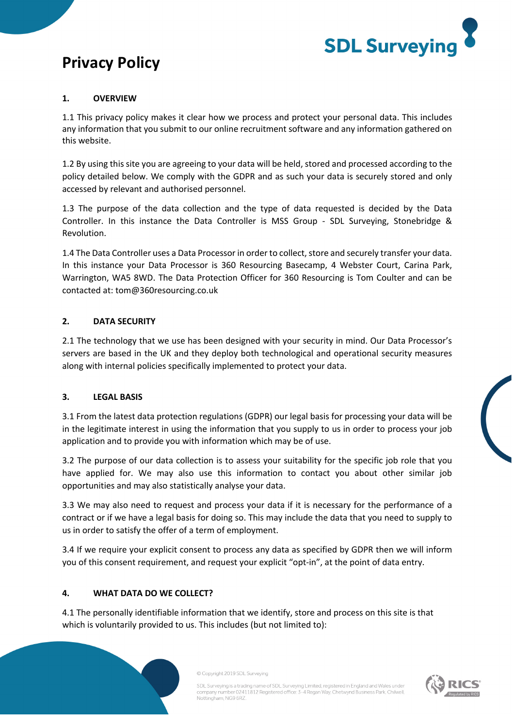# Privacy Policy

## 1. OVERVIEW

1.1 This privacy policy makes it clear how we process and protect your personal data. This includes any information that you submit to our online recruitment software and any information gathered on this website.

1.2 By using this site you are agreeing to your data will be held, stored and processed according to the policy detailed below. We comply with the GDPR and as such your data is securely stored and only accessed by relevant and authorised personnel.

1.3 The purpose of the data collection and the type of data requested is decided by the Data Controller. In this instance the Data Controller is MSS Group - SDL Surveying, Stonebridge & Revolution.

1.4 The Data Controller uses a Data Processor in order to collect, store and securely transfer your data. In this instance your Data Processor is 360 Resourcing Basecamp, 4 Webster Court, Carina Park, Warrington, WA5 8WD. The Data Protection Officer for 360 Resourcing is Tom Coulter and can be contacted at: tom@360resourcing.co.uk

## 2. DATA SECURITY

2.1 The technology that we use has been designed with your security in mind. Our Data Processor's servers are based in the UK and they deploy both technological and operational security measures along with internal policies specifically implemented to protect your data.

## 3. LEGAL BASIS

3.1 From the latest data protection regulations (GDPR) our legal basis for processing your data will be in the legitimate interest in using the information that you supply to us in order to process your job application and to provide you with information which may be of use.

3.2 The purpose of our data collection is to assess your suitability for the specific job role that you have applied for. We may also use this information to contact you about other similar job opportunities and may also statistically analyse your data.

3.3 We may also need to request and process your data if it is necessary for the performance of a contract or if we have a legal basis for doing so. This may include the data that you need to supply to us in order to satisfy the offer of a term of employment.

3.4 If we require your explicit consent to process any data as specified by GDPR then we will inform you of this consent requirement, and request your explicit "opt-in", at the point of data entry.

## 4. WHAT DATA DO WE COLLECT?

4.1 The personally identifiable information that we identify, store and process on this site is that which is voluntarily provided to us. This includes (but not limited to):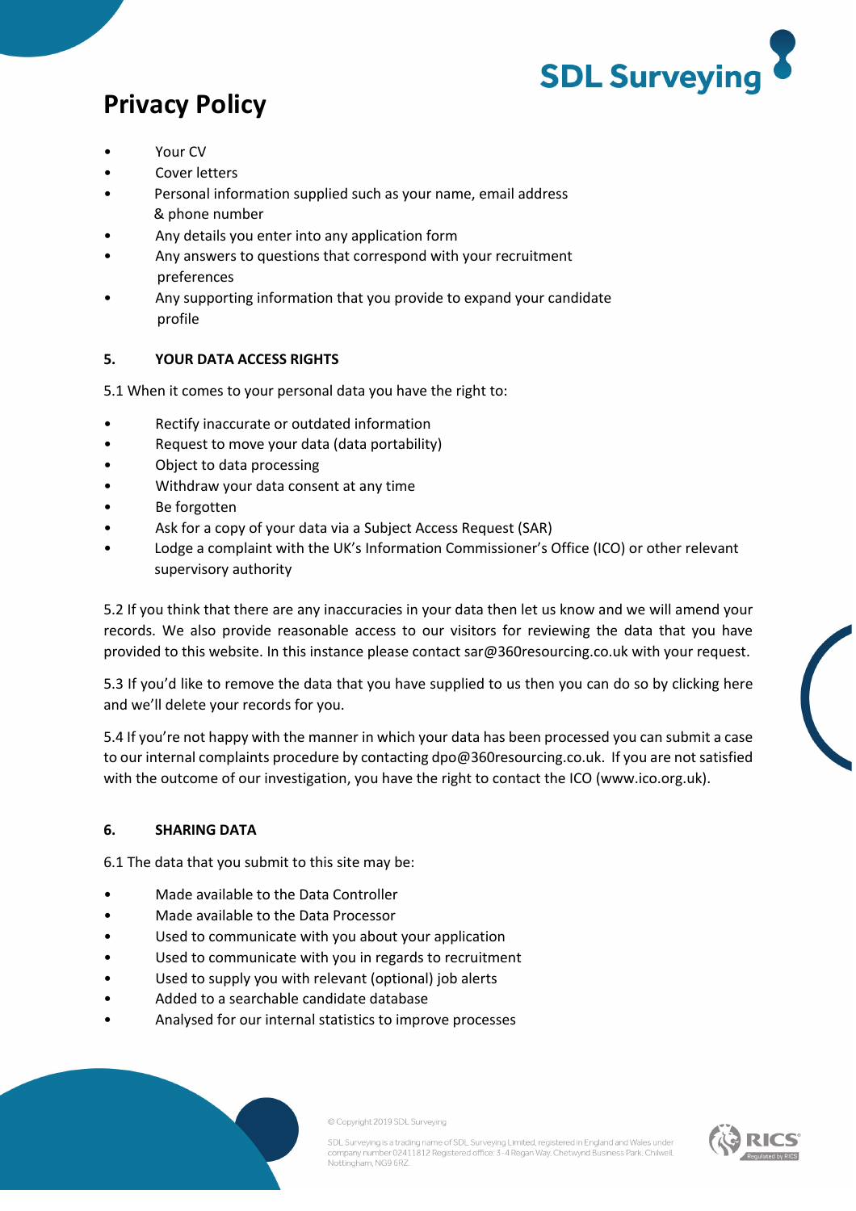# Privacy Policy

- Your CV
- Cover letters
- Personal information supplied such as your name, email address & phone number
- Any details you enter into any application form
- Any answers to questions that correspond with your recruitment preferences
- Any supporting information that you provide to expand your candidate profile

**5. YOUR DATA ACCESS RIGHTS**

5.1 When it comes to your personal data you have the right to:

- Rectify inaccurate or outdated information
- Request to move your data (data portability)
- Object to data processing
- Withdraw your data consent at any time
- Be forgotten
- Ask for a copy of your data via a Subject Access Request (SAR)
- Lodge a complaint with the UK's Information Commissioner's Office (ICO) or other relevant supervisory authority

5.2 If you think that there are any inaccuracies in your data then let us know and we will amend your records. We also provide reasonable access to our visitors for reviewing the data that you have provided to this website. In this instance please contact sar@360resourcing.co.uk with your request.

5.3 If you'd like to remove the data that you have supplied to us then you can do so by clicking here and we'll delete your records for you.

5.4 If you're not happy with the manner in which your data has been processed you can submit a case to our internal complaints procedure by contacting dpo@360resourcing.co.uk. If you are not satisfied with the outcome of our investigation, you have the right to contact the ICO (www.ico.org.uk).

**6. SHARING DATA**

6.1 The data that you submit to this site may be:

- Made available to the Data Controller
- Made available to the Data Processor
- Used to communicate with you about your application
- Used to communicate with you in regards to recruitment
- Used to supply you with relevant (optional) job alerts
- Added to a searchable candidate database
- Analysed for our internal statistics to improve processes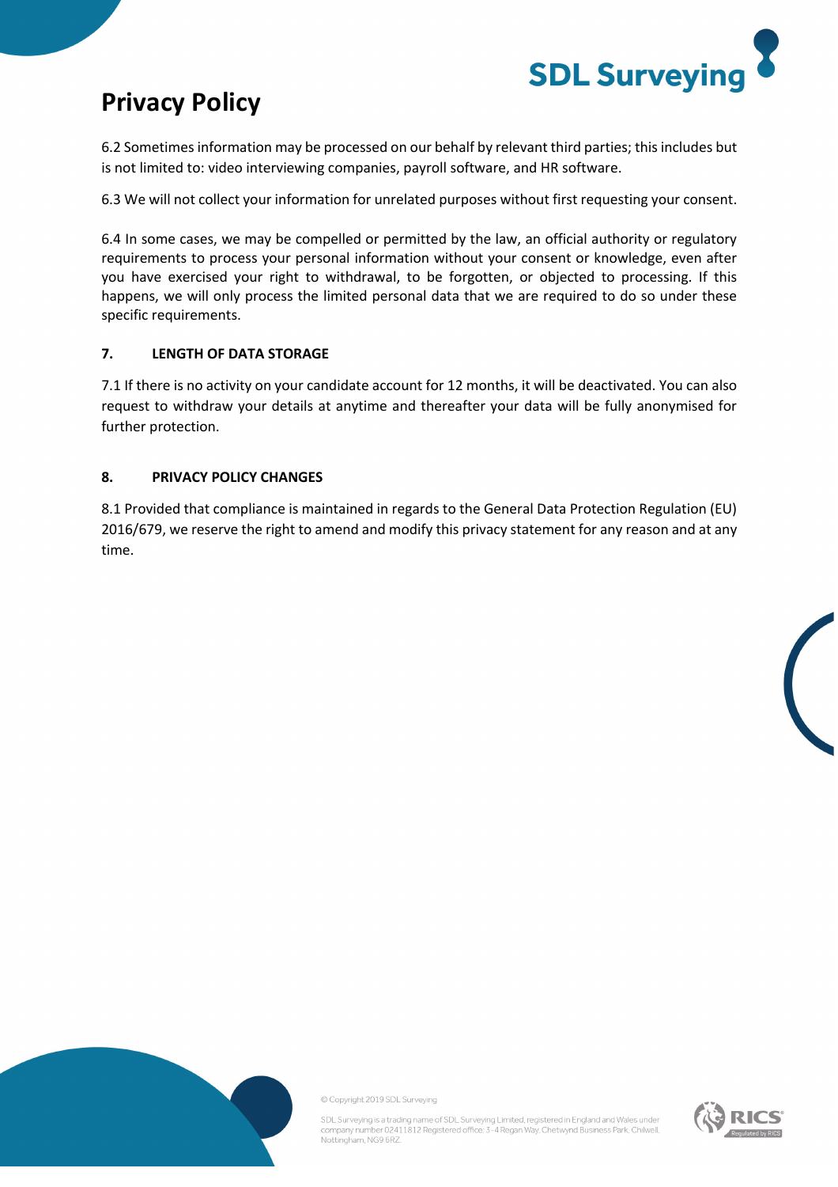# Privacy Policy

6.2 Sometimes information may be processed on our behalf by relevant third parties; this includes but is not limited to: video interviewing companies, payroll software, and HR software.

6.3 We will not collect your information for unrelated purposes without first requesting your consent.

6.4 In some cases, we may be compelled or permitted by the law, an official authority or regulatory requirements to process your personal information without your consent or knowledge, even after you have exercised your right to withdrawal, to be forgotten, or objected to processing. If this happens, we will only process the limited personal data that we are required to do so under these specific requirements.

### 7. LENGTH OF DATA STORAGE

7.1 If there is no activity on your candidate account for 12 months, it will be deactivated. You can also request to withdraw your details at anytime and thereafter your data will be fully anonymised for further protection.

### 8. PRIVACY POLICY CHANGES

8.1 Provided that compliance is maintained in regards to the General Data Protection Regulation (EU) 2016/679, we reserve the right to amend and modify this privacy statement for any reason and at any time.